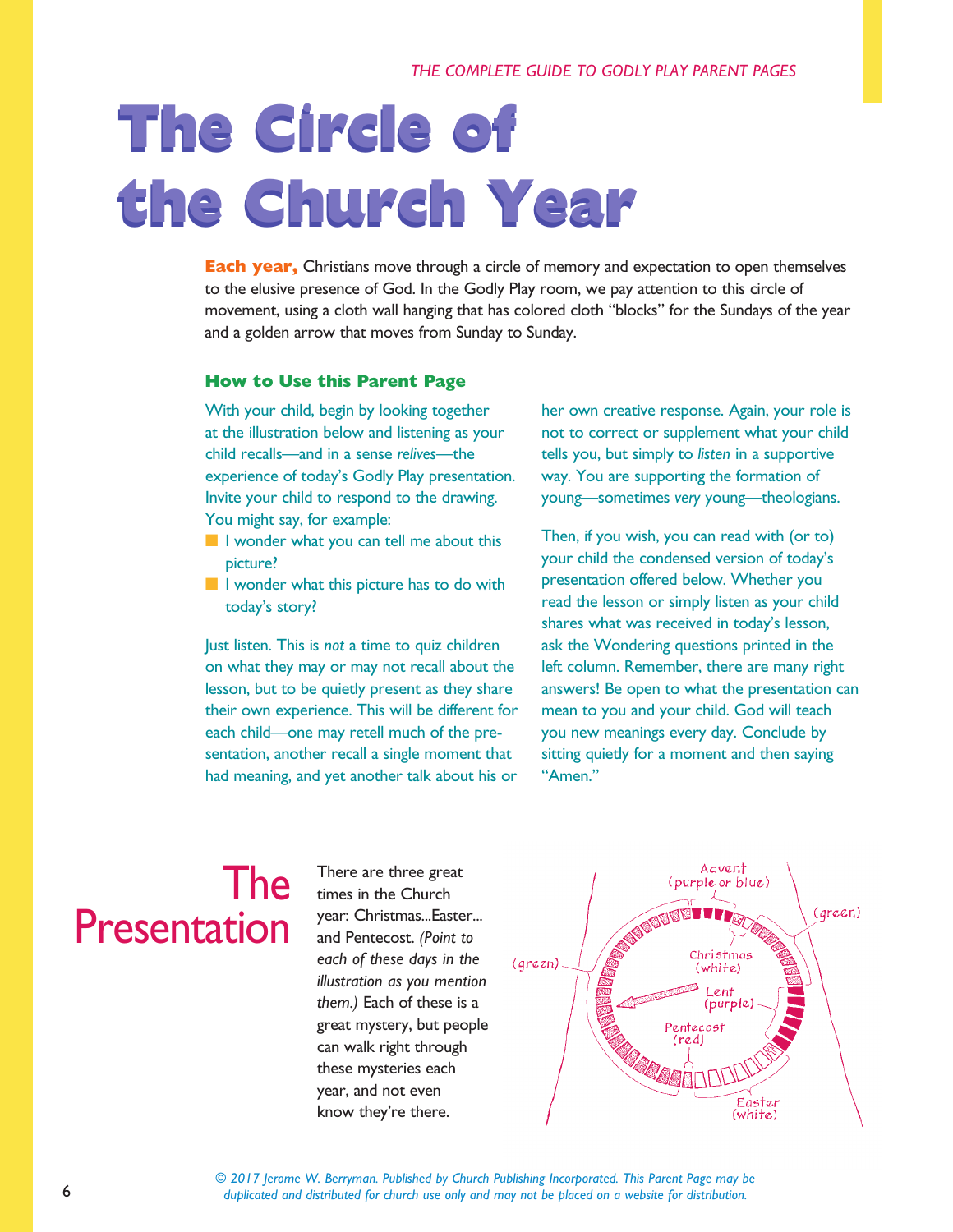# The Circle of the Church Year

**Each year,** Christians move through a circle of memory and expectation to open themselves to the elusive presence of God. In the Godly Play room, we pay attention to this circle of movement, using a cloth wall hanging that has colored cloth "blocks" for the Sundays of the year and a golden arrow that moves from Sunday to Sunday.

### How to Use this Parent Page

With your child, begin by looking together at the illustration below and listening as your child recalls—and in a sense *relives*—the experience of today's Godly Play presentation. Invite your child to respond to the drawing. You might say, for example:

- I wonder what you can tell me about this picture?
- I wonder what this picture has to do with today's story?

Just listen. This is *not* a time to quiz children on what they may or may not recall about the lesson, but to be quietly present as they share their own experience. This will be different for each child—one may retell much of the presentation, another recall a single moment that had meaning, and yet another talk about his or her own creative response. Again, your role is not to correct or supplement what your child tells you, but simply to *listen* in a supportive way. You are supporting the formation of young—sometimes *very* young—theologians.

Then, if you wish, you can read with (or to) your child the condensed version of today's presentation offered below. Whether you read the lesson or simply listen as your child shares what was received in today's lesson, ask the Wondering questions printed in the left column. Remember, there are many right answers! Be open to what the presentation can mean to you and your child. God will teach you new meanings every day. Conclude by sitting quietly for a moment and then saying "Amen."

## The Presentation

There are three great times in the Church year: Christmas...Easter... and Pentecost. *(Point to each of these days in the illustration as you mention them.)* Each of these is a great mystery, but people can walk right through these mysteries each year, and not even know they're there.

Advent (purple or blue)
(green)
(green)
Christmas (white)
Lent (purple)
Pentecost (red)
Easter (white)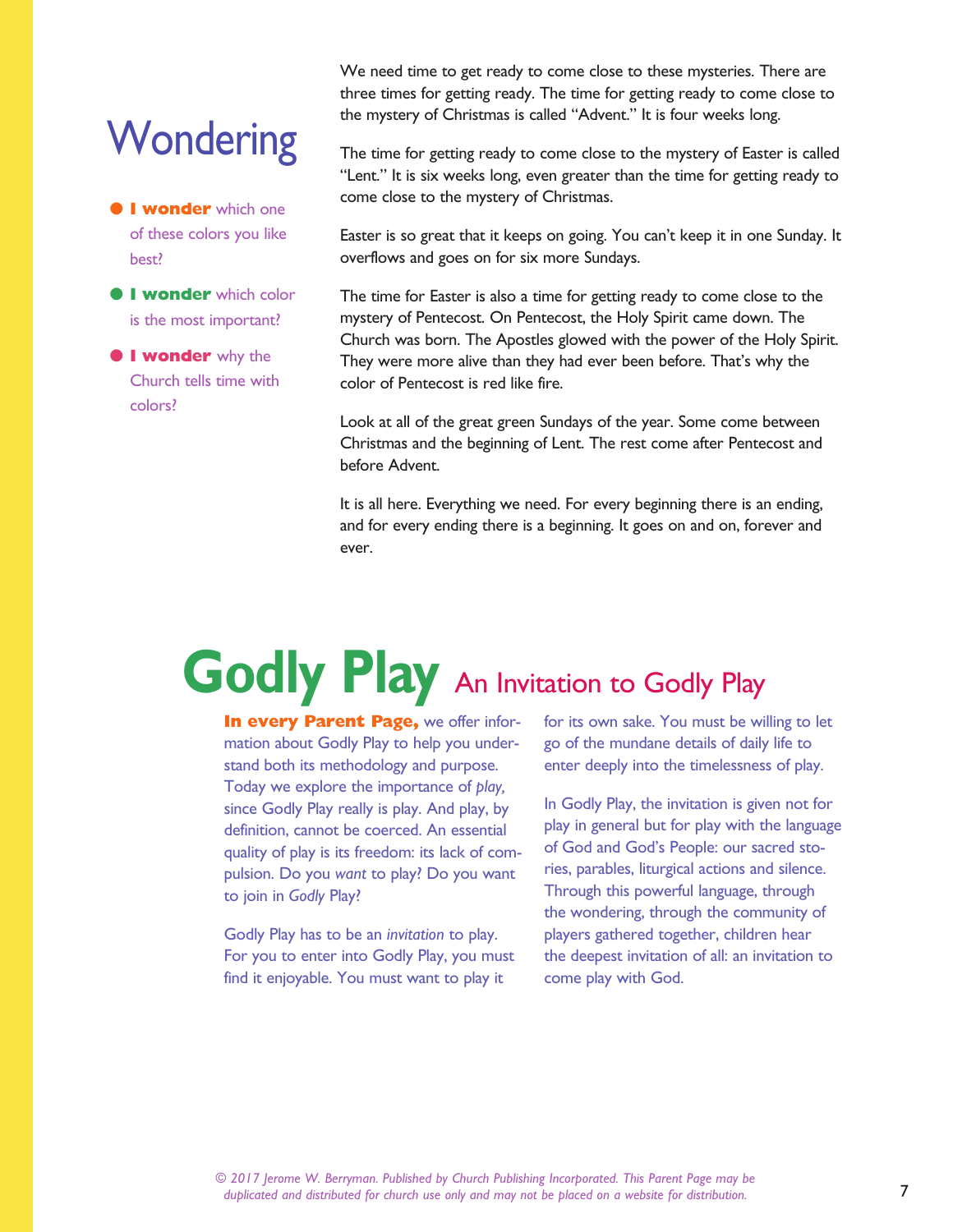We need time to get ready to come close to these mysteries. There are three times for getting ready. The time for getting ready to come close to the mystery of Christmas is called "Advent." It is four weeks long.

The time for getting ready to come close to the mystery of Easter is called "Lent." It is six weeks long, even greater than the time for getting ready to come close to the mystery of Christmas.

Easter is so great that it keeps on going. You can't keep it in one Sunday. It overflows and goes on for six more Sundays.

The time for Easter is also a time for getting ready to come close to the mystery of Pentecost. On Pentecost, the Holy Spirit came down. The Church was born. The Apostles glowed with the power of the Holy Spirit. They were more alive than they had ever been before. That's why the color of Pentecost is red like fire.

Look at all of the great green Sundays of the year. Some come between Christmas and the beginning of Lent. The rest come after Pentecost and before Advent.

It is all here. Everything we need. For every beginning there is an ending, and for every ending there is a beginning. It goes on and on, forever and ever.

## Wondering

- **I wonder** which one of these colors you like best?
- **I wonder** which color is the most important?
- **I wonder** why the Church tells time with colors?

# Godly Play — An Invitation to Godly Play

**In every Parent Page,** we offer information about Godly Play to help you understand both its methodology and purpose. Today we explore the importance of *play,* since Godly Play really is play. And play, by definition, cannot be coerced. An essential quality of play is its freedom: its lack of compulsion. Do you *want* to play? Do you want to join in *Godly* Play?

Godly Play has to be an *invitation* to play. For you to enter into Godly Play, you must find it enjoyable. You must want to play it for its own sake. You must be willing to let go of the mundane details of daily life to enter deeply into the timelessness of play.

In Godly Play, the invitation is given not for play in general but for play with the language of God and God's People: our sacred stories, parables, liturgical actions and silence. Through this powerful language, through the wondering, through the community of players gathered together, children hear the deepest invitation of all: an invitation to come play with God.

*© 2017 Jerome W. Berryman. Published by Church Publishing Incorporated. This Parent Page may be duplicated and distributed for church use only and may not be placed on a website for distribution.*